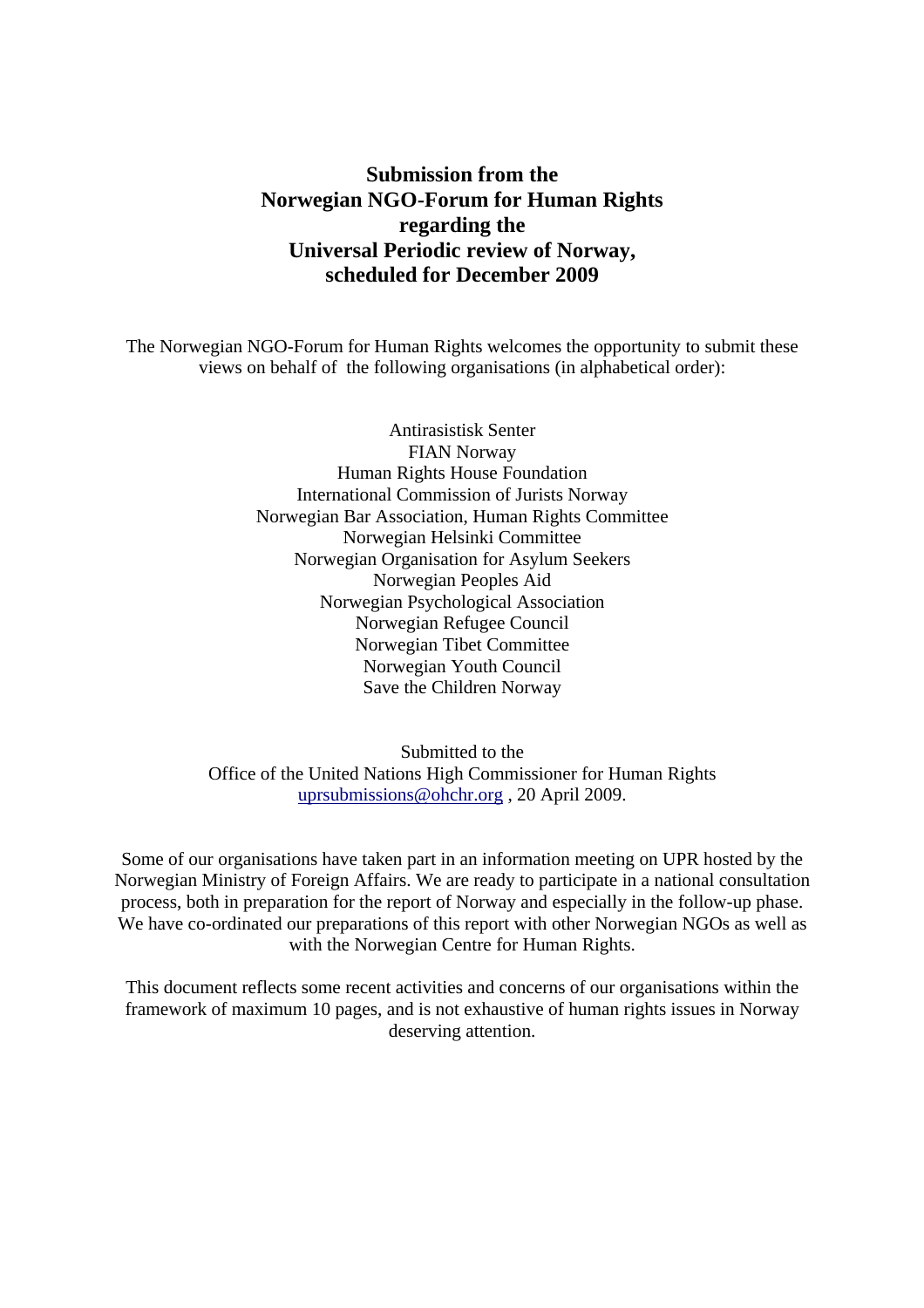# Submission from the Norwegian NGO-Forum for Human Rights regarding the Universal Periodic review of Norway, scheduled for December 2009

The Norwegian NGO-Forum for Human Rights welcomes the opportunity to submit these views on behalf of the following organisations (in alphabetical order):

Antirasistisk Senter
FIAN Norway
Human Rights House Foundation
International Commission of Jurists Norway
Norwegian Bar Association, Human Rights Committee
Norwegian Helsinki Committee
Norwegian Organisation for Asylum Seekers
Norwegian Peoples Aid
Norwegian Psychological Association
Norwegian Refugee Council
Norwegian Tibet Committee
Norwegian Youth Council
Save the Children Norway

Submitted to the
Office of the United Nations High Commissioner for Human Rights
uprsubmissions@ohchr.org , 20 April 2009.

Some of our organisations have taken part in an information meeting on UPR hosted by the Norwegian Ministry of Foreign Affairs. We are ready to participate in a national consultation process, both in preparation for the report of Norway and especially in the follow-up phase. We have co-ordinated our preparations of this report with other Norwegian NGOs as well as with the Norwegian Centre for Human Rights.

This document reflects some recent activities and concerns of our organisations within the framework of maximum 10 pages, and is not exhaustive of human rights issues in Norway deserving attention.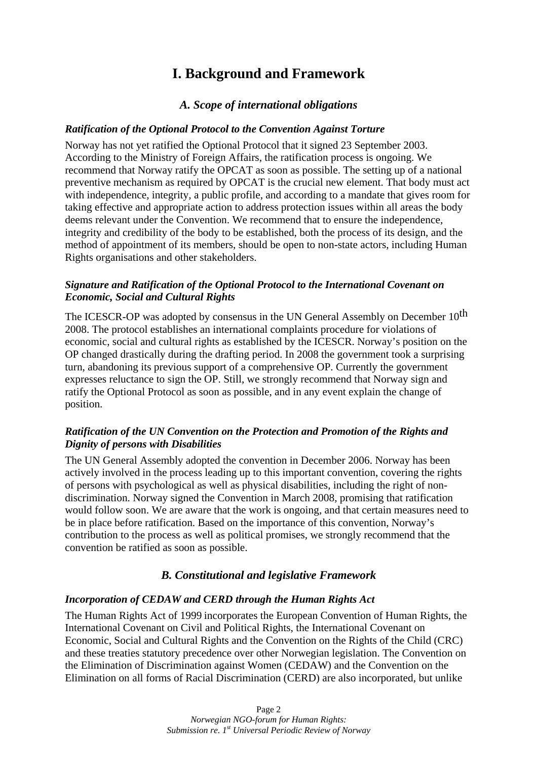# I. Background and Framework

## A. Scope of international obligations

### *Ratification of the Optional Protocol to the Convention Against Torture*

Norway has not yet ratified the Optional Protocol that it signed 23 September 2003. According to the Ministry of Foreign Affairs, the ratification process is ongoing. We recommend that Norway ratify the OPCAT as soon as possible. The setting up of a national preventive mechanism as required by OPCAT is the crucial new element. That body must act with independence, integrity, a public profile, and according to a mandate that gives room for taking effective and appropriate action to address protection issues within all areas the body deems relevant under the Convention. We recommend that to ensure the independence, integrity and credibility of the body to be established, both the process of its design, and the method of appointment of its members, should be open to non-state actors, including Human Rights organisations and other stakeholders.

### *Signature and Ratification of the Optional Protocol to the International Covenant on Economic, Social and Cultural Rights*

The ICESCR-OP was adopted by consensus in the UN General Assembly on December 10th 2008. The protocol establishes an international complaints procedure for violations of economic, social and cultural rights as established by the ICESCR. Norway's position on the OP changed drastically during the drafting period. In 2008 the government took a surprising turn, abandoning its previous support of a comprehensive OP. Currently the government expresses reluctance to sign the OP. Still, we strongly recommend that Norway sign and ratify the Optional Protocol as soon as possible, and in any event explain the change of position.

### *Ratification of the UN Convention on the Protection and Promotion of the Rights and Dignity of persons with Disabilities*

The UN General Assembly adopted the convention in December 2006. Norway has been actively involved in the process leading up to this important convention, covering the rights of persons with psychological as well as physical disabilities, including the right of non-discrimination. Norway signed the Convention in March 2008, promising that ratification would follow soon. We are aware that the work is ongoing, and that certain measures need to be in place before ratification. Based on the importance of this convention, Norway's contribution to the process as well as political promises, we strongly recommend that the convention be ratified as soon as possible.

## B. Constitutional and legislative Framework

### *Incorporation of CEDAW and CERD through the Human Rights Act*

The Human Rights Act of 1999 incorporates the European Convention of Human Rights, the International Covenant on Civil and Political Rights, the International Covenant on Economic, Social and Cultural Rights and the Convention on the Rights of the Child (CRC) and these treaties statutory precedence over other Norwegian legislation. The Convention on the Elimination of Discrimination against Women (CEDAW) and the Convention on the Elimination on all forms of Racial Discrimination (CERD) are also incorporated, but unlike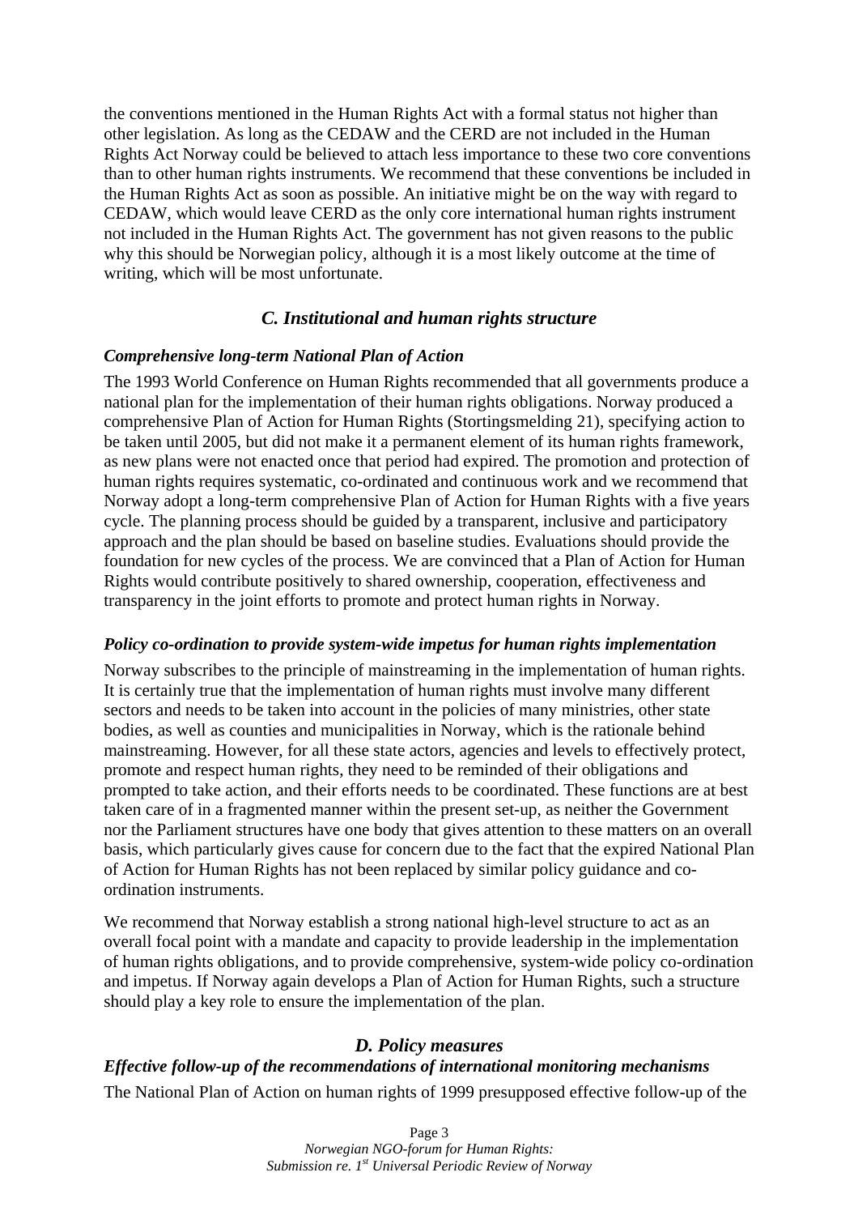the conventions mentioned in the Human Rights Act with a formal status not higher than other legislation. As long as the CEDAW and the CERD are not included in the Human Rights Act Norway could be believed to attach less importance to these two core conventions than to other human rights instruments. We recommend that these conventions be included in the Human Rights Act as soon as possible. An initiative might be on the way with regard to CEDAW, which would leave CERD as the only core international human rights instrument not included in the Human Rights Act. The government has not given reasons to the public why this should be Norwegian policy, although it is a most likely outcome at the time of writing, which will be most unfortunate.

## *C. Institutional and human rights structure*

### *Comprehensive long-term National Plan of Action*

The 1993 World Conference on Human Rights recommended that all governments produce a national plan for the implementation of their human rights obligations. Norway produced a comprehensive Plan of Action for Human Rights (Stortingsmelding 21), specifying action to be taken until 2005, but did not make it a permanent element of its human rights framework, as new plans were not enacted once that period had expired. The promotion and protection of human rights requires systematic, co-ordinated and continuous work and we recommend that Norway adopt a long-term comprehensive Plan of Action for Human Rights with a five years cycle. The planning process should be guided by a transparent, inclusive and participatory approach and the plan should be based on baseline studies. Evaluations should provide the foundation for new cycles of the process. We are convinced that a Plan of Action for Human Rights would contribute positively to shared ownership, cooperation, effectiveness and transparency in the joint efforts to promote and protect human rights in Norway.

### *Policy co-ordination to provide system-wide impetus for human rights implementation*

Norway subscribes to the principle of mainstreaming in the implementation of human rights. It is certainly true that the implementation of human rights must involve many different sectors and needs to be taken into account in the policies of many ministries, other state bodies, as well as counties and municipalities in Norway, which is the rationale behind mainstreaming. However, for all these state actors, agencies and levels to effectively protect, promote and respect human rights, they need to be reminded of their obligations and prompted to take action, and their efforts needs to be coordinated. These functions are at best taken care of in a fragmented manner within the present set-up, as neither the Government nor the Parliament structures have one body that gives attention to these matters on an overall basis, which particularly gives cause for concern due to the fact that the expired National Plan of Action for Human Rights has not been replaced by similar policy guidance and co-ordination instruments.

We recommend that Norway establish a strong national high-level structure to act as an overall focal point with a mandate and capacity to provide leadership in the implementation of human rights obligations, and to provide comprehensive, system-wide policy co-ordination and impetus. If Norway again develops a Plan of Action for Human Rights, such a structure should play a key role to ensure the implementation of the plan.

## *D. Policy measures*

### *Effective follow-up of the recommendations of international monitoring mechanisms*

The National Plan of Action on human rights of 1999 presupposed effective follow-up of the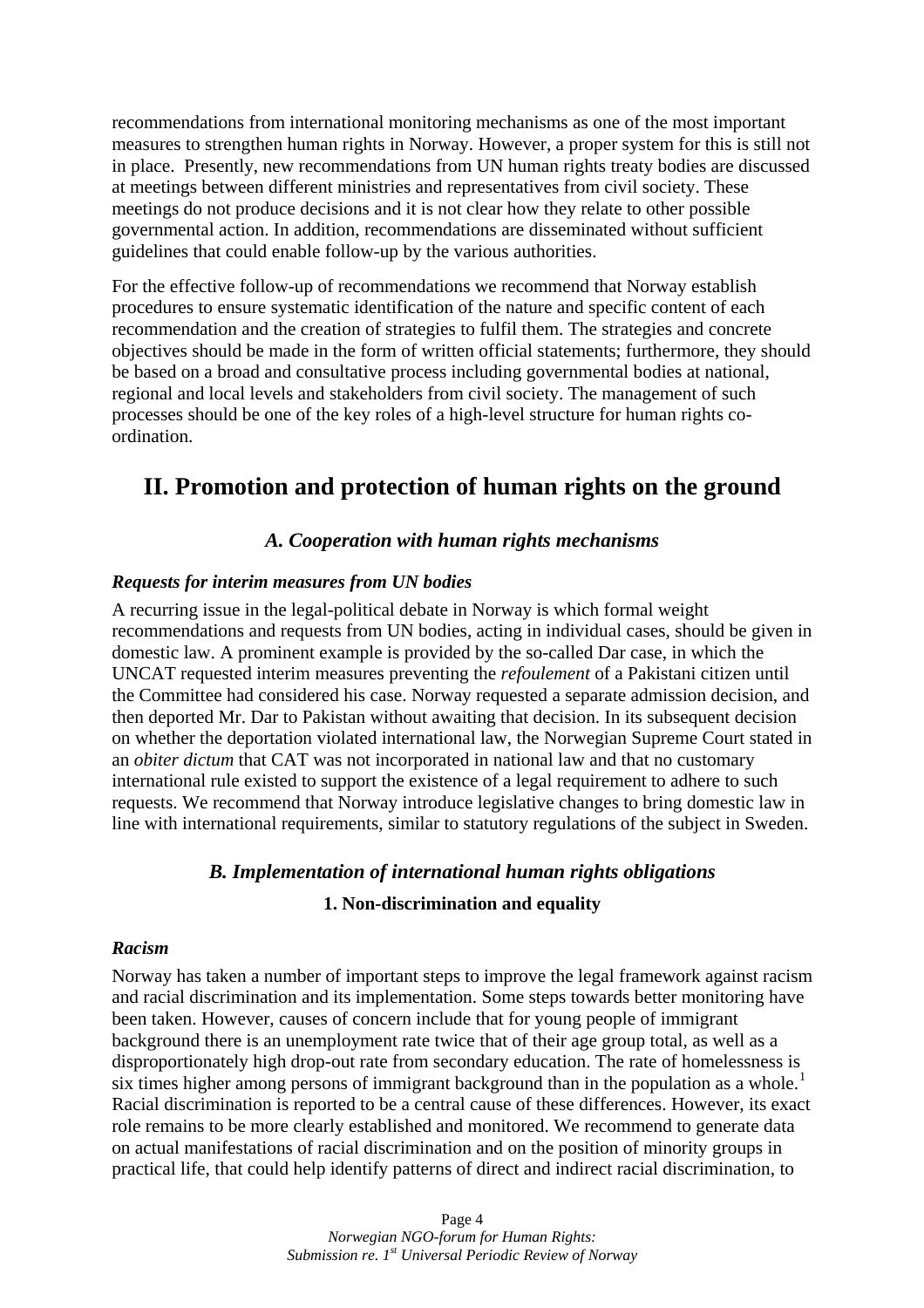recommendations from international monitoring mechanisms as one of the most important measures to strengthen human rights in Norway. However, a proper system for this is still not in place. Presently, new recommendations from UN human rights treaty bodies are discussed at meetings between different ministries and representatives from civil society. These meetings do not produce decisions and it is not clear how they relate to other possible governmental action. In addition, recommendations are disseminated without sufficient guidelines that could enable follow-up by the various authorities.

For the effective follow-up of recommendations we recommend that Norway establish procedures to ensure systematic identification of the nature and specific content of each recommendation and the creation of strategies to fulfil them. The strategies and concrete objectives should be made in the form of written official statements; furthermore, they should be based on a broad and consultative process including governmental bodies at national, regional and local levels and stakeholders from civil society. The management of such processes should be one of the key roles of a high-level structure for human rights co-ordination.

# II. Promotion and protection of human rights on the ground

## *A. Cooperation with human rights mechanisms*

#### *Requests for interim measures from UN bodies*

A recurring issue in the legal-political debate in Norway is which formal weight recommendations and requests from UN bodies, acting in individual cases, should be given in domestic law. A prominent example is provided by the so-called Dar case, in which the UNCAT requested interim measures preventing the *refoulement* of a Pakistani citizen until the Committee had considered his case. Norway requested a separate admission decision, and then deported Mr. Dar to Pakistan without awaiting that decision. In its subsequent decision on whether the deportation violated international law, the Norwegian Supreme Court stated in an *obiter dictum* that CAT was not incorporated in national law and that no customary international rule existed to support the existence of a legal requirement to adhere to such requests. We recommend that Norway introduce legislative changes to bring domestic law in line with international requirements, similar to statutory regulations of the subject in Sweden.

## *B. Implementation of international human rights obligations*

### 1. Non-discrimination and equality

#### *Racism*

Norway has taken a number of important steps to improve the legal framework against racism and racial discrimination and its implementation. Some steps towards better monitoring have been taken. However, causes of concern include that for young people of immigrant background there is an unemployment rate twice that of their age group total, as well as a disproportionately high drop-out rate from secondary education. The rate of homelessness is six times higher among persons of immigrant background than in the population as a whole.[1] Racial discrimination is reported to be a central cause of these differences. However, its exact role remains to be more clearly established and monitored. We recommend to generate data on actual manifestations of racial discrimination and on the position of minority groups in practical life, that could help identify patterns of direct and indirect racial discrimination, to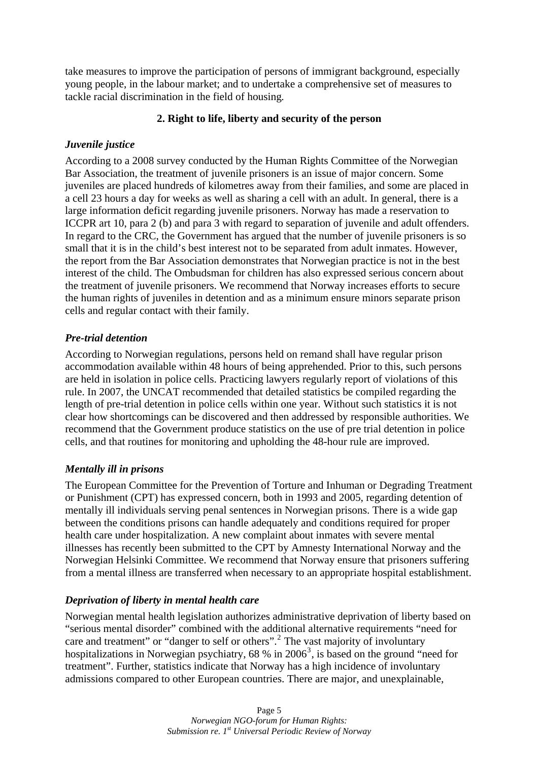take measures to improve the participation of persons of immigrant background, especially young people, in the labour market; and to undertake a comprehensive set of measures to tackle racial discrimination in the field of housing.

## 2. Right to life, liberty and security of the person

### *Juvenile justice*

According to a 2008 survey conducted by the Human Rights Committee of the Norwegian Bar Association, the treatment of juvenile prisoners is an issue of major concern. Some juveniles are placed hundreds of kilometres away from their families, and some are placed in a cell 23 hours a day for weeks as well as sharing a cell with an adult. In general, there is a large information deficit regarding juvenile prisoners. Norway has made a reservation to ICCPR art 10, para 2 (b) and para 3 with regard to separation of juvenile and adult offenders. In regard to the CRC, the Government has argued that the number of juvenile prisoners is so small that it is in the child's best interest not to be separated from adult inmates. However, the report from the Bar Association demonstrates that Norwegian practice is not in the best interest of the child. The Ombudsman for children has also expressed serious concern about the treatment of juvenile prisoners. We recommend that Norway increases efforts to secure the human rights of juveniles in detention and as a minimum ensure minors separate prison cells and regular contact with their family.

### *Pre-trial detention*

According to Norwegian regulations, persons held on remand shall have regular prison accommodation available within 48 hours of being apprehended. Prior to this, such persons are held in isolation in police cells. Practicing lawyers regularly report of violations of this rule. In 2007, the UNCAT recommended that detailed statistics be compiled regarding the length of pre-trial detention in police cells within one year. Without such statistics it is not clear how shortcomings can be discovered and then addressed by responsible authorities. We recommend that the Government produce statistics on the use of pre trial detention in police cells, and that routines for monitoring and upholding the 48-hour rule are improved.

### *Mentally ill in prisons*

The European Committee for the Prevention of Torture and Inhuman or Degrading Treatment or Punishment (CPT) has expressed concern, both in 1993 and 2005, regarding detention of mentally ill individuals serving penal sentences in Norwegian prisons. There is a wide gap between the conditions prisons can handle adequately and conditions required for proper health care under hospitalization. A new complaint about inmates with severe mental illnesses has recently been submitted to the CPT by Amnesty International Norway and the Norwegian Helsinki Committee. We recommend that Norway ensure that prisoners suffering from a mental illness are transferred when necessary to an appropriate hospital establishment.

### *Deprivation of liberty in mental health care*

Norwegian mental health legislation authorizes administrative deprivation of liberty based on "serious mental disorder" combined with the additional alternative requirements "need for care and treatment" or "danger to self or others".[2] The vast majority of involuntary hospitalizations in Norwegian psychiatry, 68 % in 2006[3], is based on the ground "need for treatment". Further, statistics indicate that Norway has a high incidence of involuntary admissions compared to other European countries. There are major, and unexplainable,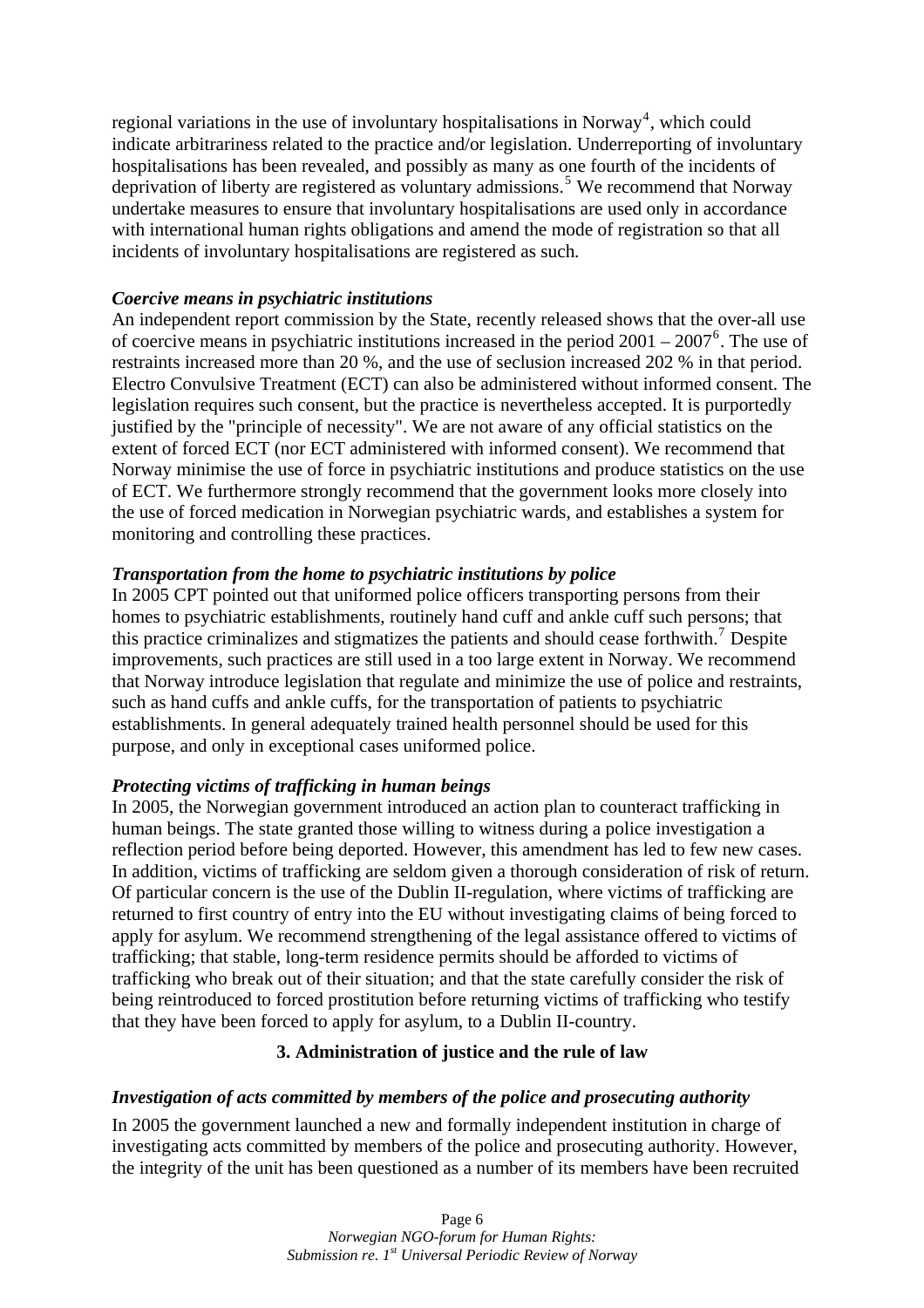regional variations in the use of involuntary hospitalisations in Norway[4], which could indicate arbitrariness related to the practice and/or legislation. Underreporting of involuntary hospitalisations has been revealed, and possibly as many as one fourth of the incidents of deprivation of liberty are registered as voluntary admissions.[5] We recommend that Norway undertake measures to ensure that involuntary hospitalisations are used only in accordance with international human rights obligations and amend the mode of registration so that all incidents of involuntary hospitalisations are registered as such.

***Coercive means in psychiatric institutions***

An independent report commission by the State, recently released shows that the over-all use of coercive means in psychiatric institutions increased in the period 2001 – 2007[6]. The use of restraints increased more than 20 %, and the use of seclusion increased 202 % in that period. Electro Convulsive Treatment (ECT) can also be administered without informed consent. The legislation requires such consent, but the practice is nevertheless accepted. It is purportedly justified by the "principle of necessity". We are not aware of any official statistics on the extent of forced ECT (nor ECT administered with informed consent). We recommend that Norway minimise the use of force in psychiatric institutions and produce statistics on the use of ECT. We furthermore strongly recommend that the government looks more closely into the use of forced medication in Norwegian psychiatric wards, and establishes a system for monitoring and controlling these practices.

***Transportation from the home to psychiatric institutions by police***

In 2005 CPT pointed out that uniformed police officers transporting persons from their homes to psychiatric establishments, routinely hand cuff and ankle cuff such persons; that this practice criminalizes and stigmatizes the patients and should cease forthwith.[7] Despite improvements, such practices are still used in a too large extent in Norway. We recommend that Norway introduce legislation that regulate and minimize the use of police and restraints, such as hand cuffs and ankle cuffs, for the transportation of patients to psychiatric establishments. In general adequately trained health personnel should be used for this purpose, and only in exceptional cases uniformed police.

***Protecting victims of trafficking in human beings***

In 2005, the Norwegian government introduced an action plan to counteract trafficking in human beings. The state granted those willing to witness during a police investigation a reflection period before being deported. However, this amendment has led to few new cases. In addition, victims of trafficking are seldom given a thorough consideration of risk of return. Of particular concern is the use of the Dublin II-regulation, where victims of trafficking are returned to first country of entry into the EU without investigating claims of being forced to apply for asylum. We recommend strengthening of the legal assistance offered to victims of trafficking; that stable, long-term residence permits should be afforded to victims of trafficking who break out of their situation; and that the state carefully consider the risk of being reintroduced to forced prostitution before returning victims of trafficking who testify that they have been forced to apply for asylum, to a Dublin II-country.

## 3. Administration of justice and the rule of law

***Investigation of acts committed by members of the police and prosecuting authority***

In 2005 the government launched a new and formally independent institution in charge of investigating acts committed by members of the police and prosecuting authority. However, the integrity of the unit has been questioned as a number of its members have been recruited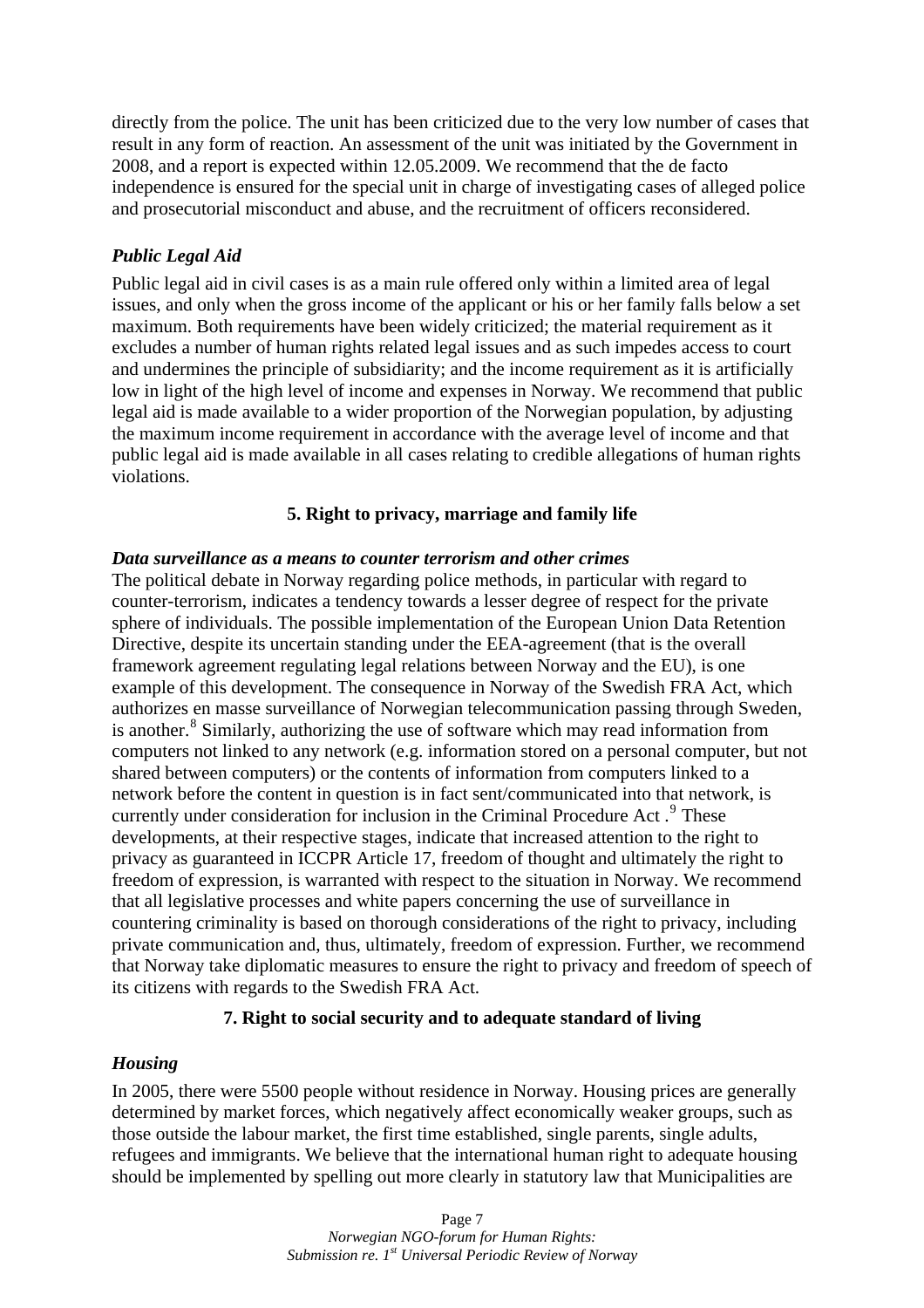directly from the police. The unit has been criticized due to the very low number of cases that result in any form of reaction. An assessment of the unit was initiated by the Government in 2008, and a report is expected within 12.05.2009. We recommend that the de facto independence is ensured for the special unit in charge of investigating cases of alleged police and prosecutorial misconduct and abuse, and the recruitment of officers reconsidered.

### *Public Legal Aid*

Public legal aid in civil cases is as a main rule offered only within a limited area of legal issues, and only when the gross income of the applicant or his or her family falls below a set maximum. Both requirements have been widely criticized; the material requirement as it excludes a number of human rights related legal issues and as such impedes access to court and undermines the principle of subsidiarity; and the income requirement as it is artificially low in light of the high level of income and expenses in Norway. We recommend that public legal aid is made available to a wider proportion of the Norwegian population, by adjusting the maximum income requirement in accordance with the average level of income and that public legal aid is made available in all cases relating to credible allegations of human rights violations.

## 5. Right to privacy, marriage and family life

### *Data surveillance as a means to counter terrorism and other crimes*

The political debate in Norway regarding police methods, in particular with regard to counter-terrorism, indicates a tendency towards a lesser degree of respect for the private sphere of individuals. The possible implementation of the European Union Data Retention Directive, despite its uncertain standing under the EEA-agreement (that is the overall framework agreement regulating legal relations between Norway and the EU), is one example of this development. The consequence in Norway of the Swedish FRA Act, which authorizes en masse surveillance of Norwegian telecommunication passing through Sweden, is another.[8] Similarly, authorizing the use of software which may read information from computers not linked to any network (e.g. information stored on a personal computer, but not shared between computers) or the contents of information from computers linked to a network before the content in question is in fact sent/communicated into that network, is currently under consideration for inclusion in the Criminal Procedure Act .[9] These developments, at their respective stages, indicate that increased attention to the right to privacy as guaranteed in ICCPR Article 17, freedom of thought and ultimately the right to freedom of expression, is warranted with respect to the situation in Norway. We recommend that all legislative processes and white papers concerning the use of surveillance in countering criminality is based on thorough considerations of the right to privacy, including private communication and, thus, ultimately, freedom of expression. Further, we recommend that Norway take diplomatic measures to ensure the right to privacy and freedom of speech of its citizens with regards to the Swedish FRA Act.

## 7. Right to social security and to adequate standard of living

### *Housing*

In 2005, there were 5500 people without residence in Norway. Housing prices are generally determined by market forces, which negatively affect economically weaker groups, such as those outside the labour market, the first time established, single parents, single adults, refugees and immigrants. We believe that the international human right to adequate housing should be implemented by spelling out more clearly in statutory law that Municipalities are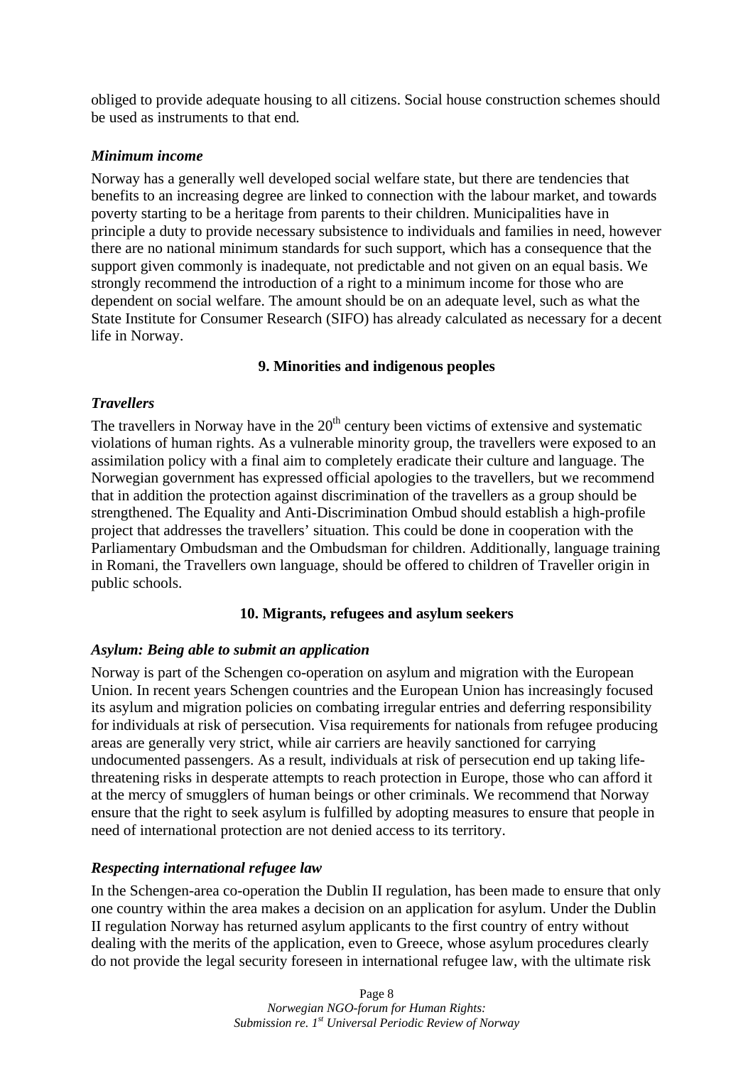obliged to provide adequate housing to all citizens. Social house construction schemes should be used as instruments to that end.

### *Minimum income*

Norway has a generally well developed social welfare state, but there are tendencies that benefits to an increasing degree are linked to connection with the labour market, and towards poverty starting to be a heritage from parents to their children. Municipalities have in principle a duty to provide necessary subsistence to individuals and families in need, however there are no national minimum standards for such support, which has a consequence that the support given commonly is inadequate, not predictable and not given on an equal basis. We strongly recommend the introduction of a right to a minimum income for those who are dependent on social welfare. The amount should be on an adequate level, such as what the State Institute for Consumer Research (SIFO) has already calculated as necessary for a decent life in Norway.

## 9. Minorities and indigenous peoples

### *Travellers*

The travellers in Norway have in the 20th century been victims of extensive and systematic violations of human rights. As a vulnerable minority group, the travellers were exposed to an assimilation policy with a final aim to completely eradicate their culture and language. The Norwegian government has expressed official apologies to the travellers, but we recommend that in addition the protection against discrimination of the travellers as a group should be strengthened. The Equality and Anti-Discrimination Ombud should establish a high-profile project that addresses the travellers' situation. This could be done in cooperation with the Parliamentary Ombudsman and the Ombudsman for children. Additionally, language training in Romani, the Travellers own language, should be offered to children of Traveller origin in public schools.

## 10. Migrants, refugees and asylum seekers

### *Asylum: Being able to submit an application*

Norway is part of the Schengen co-operation on asylum and migration with the European Union. In recent years Schengen countries and the European Union has increasingly focused its asylum and migration policies on combating irregular entries and deferring responsibility for individuals at risk of persecution. Visa requirements for nationals from refugee producing areas are generally very strict, while air carriers are heavily sanctioned for carrying undocumented passengers. As a result, individuals at risk of persecution end up taking life-threatening risks in desperate attempts to reach protection in Europe, those who can afford it at the mercy of smugglers of human beings or other criminals. We recommend that Norway ensure that the right to seek asylum is fulfilled by adopting measures to ensure that people in need of international protection are not denied access to its territory.

### *Respecting international refugee law*

In the Schengen-area co-operation the Dublin II regulation, has been made to ensure that only one country within the area makes a decision on an application for asylum. Under the Dublin II regulation Norway has returned asylum applicants to the first country of entry without dealing with the merits of the application, even to Greece, whose asylum procedures clearly do not provide the legal security foreseen in international refugee law, with the ultimate risk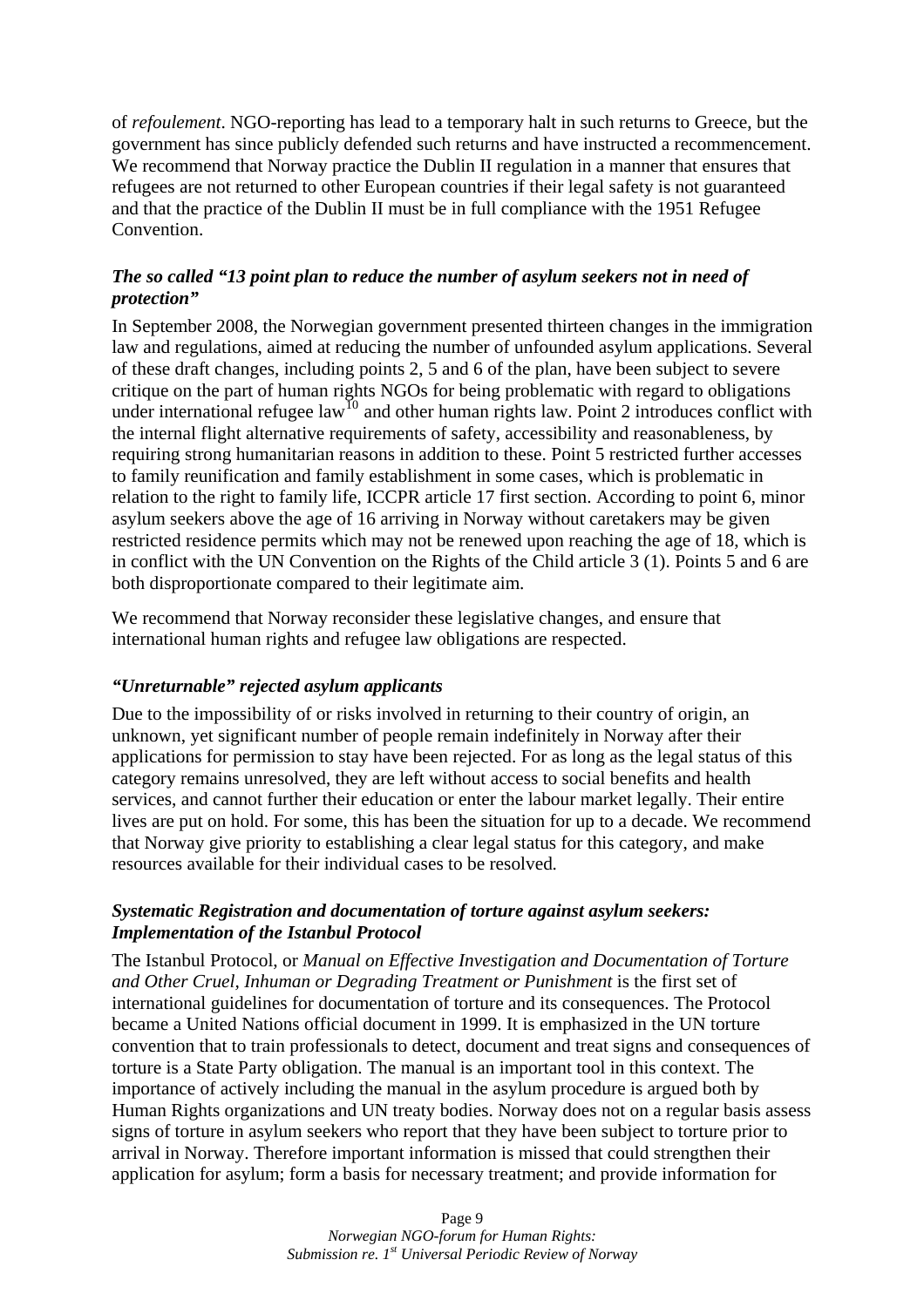of *refoulement*. NGO-reporting has lead to a temporary halt in such returns to Greece, but the government has since publicly defended such returns and have instructed a recommencement. We recommend that Norway practice the Dublin II regulation in a manner that ensures that refugees are not returned to other European countries if their legal safety is not guaranteed and that the practice of the Dublin II must be in full compliance with the 1951 Refugee Convention.

### *The so called "13 point plan to reduce the number of asylum seekers not in need of protection"*

In September 2008, the Norwegian government presented thirteen changes in the immigration law and regulations, aimed at reducing the number of unfounded asylum applications. Several of these draft changes, including points 2, 5 and 6 of the plan, have been subject to severe critique on the part of human rights NGOs for being problematic with regard to obligations under international refugee law[10] and other human rights law. Point 2 introduces conflict with the internal flight alternative requirements of safety, accessibility and reasonableness, by requiring strong humanitarian reasons in addition to these. Point 5 restricted further accesses to family reunification and family establishment in some cases, which is problematic in relation to the right to family life, ICCPR article 17 first section. According to point 6, minor asylum seekers above the age of 16 arriving in Norway without caretakers may be given restricted residence permits which may not be renewed upon reaching the age of 18, which is in conflict with the UN Convention on the Rights of the Child article 3 (1). Points 5 and 6 are both disproportionate compared to their legitimate aim.

We recommend that Norway reconsider these legislative changes, and ensure that international human rights and refugee law obligations are respected.

### *"Unreturnable" rejected asylum applicants*

Due to the impossibility of or risks involved in returning to their country of origin, an unknown, yet significant number of people remain indefinitely in Norway after their applications for permission to stay have been rejected. For as long as the legal status of this category remains unresolved, they are left without access to social benefits and health services, and cannot further their education or enter the labour market legally. Their entire lives are put on hold. For some, this has been the situation for up to a decade. We recommend that Norway give priority to establishing a clear legal status for this category, and make resources available for their individual cases to be resolved.

### *Systematic Registration and documentation of torture against asylum seekers: Implementation of the Istanbul Protocol*

The Istanbul Protocol, or *Manual on Effective Investigation and Documentation of Torture and Other Cruel, Inhuman or Degrading Treatment or Punishment* is the first set of international guidelines for documentation of torture and its consequences. The Protocol became a United Nations official document in 1999. It is emphasized in the UN torture convention that to train professionals to detect, document and treat signs and consequences of torture is a State Party obligation. The manual is an important tool in this context. The importance of actively including the manual in the asylum procedure is argued both by Human Rights organizations and UN treaty bodies. Norway does not on a regular basis assess signs of torture in asylum seekers who report that they have been subject to torture prior to arrival in Norway. Therefore important information is missed that could strengthen their application for asylum; form a basis for necessary treatment; and provide information for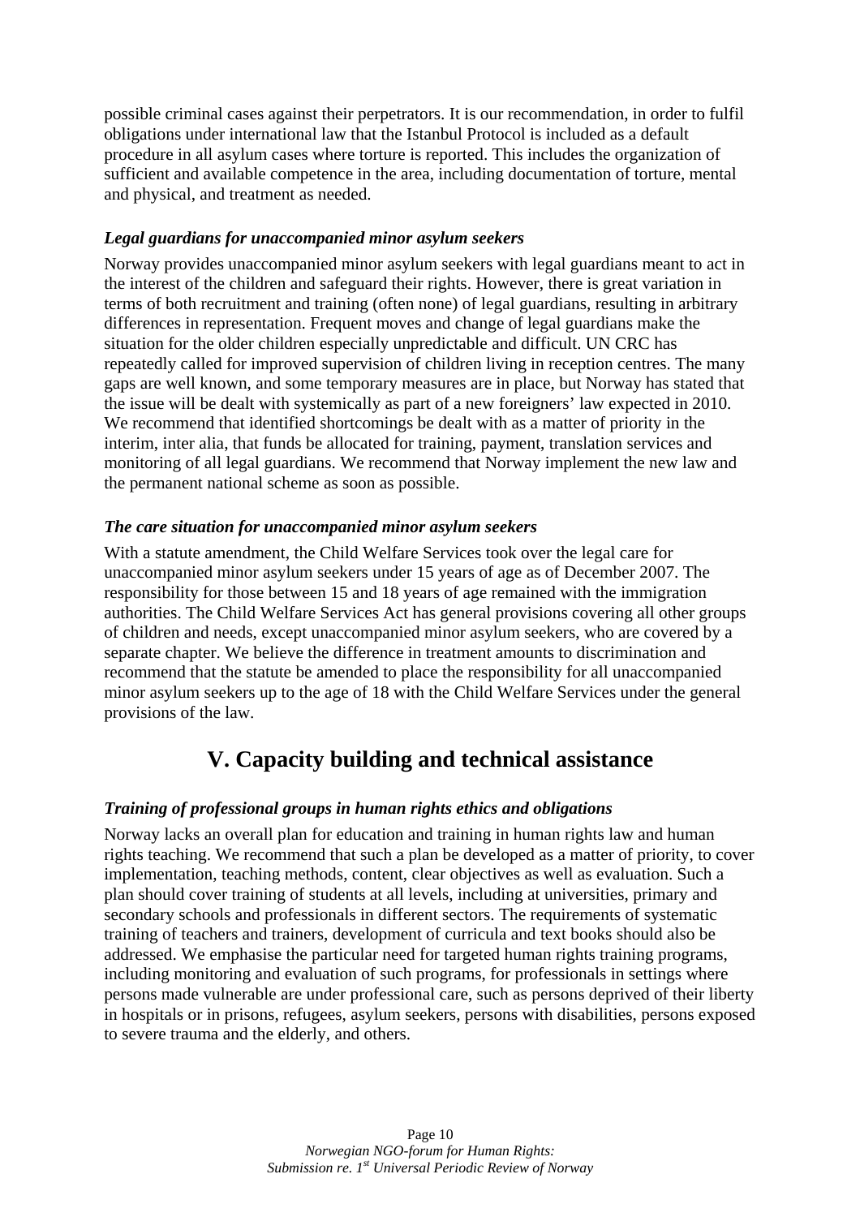possible criminal cases against their perpetrators. It is our recommendation, in order to fulfil obligations under international law that the Istanbul Protocol is included as a default procedure in all asylum cases where torture is reported. This includes the organization of sufficient and available competence in the area, including documentation of torture, mental and physical, and treatment as needed.

### *Legal guardians for unaccompanied minor asylum seekers*

Norway provides unaccompanied minor asylum seekers with legal guardians meant to act in the interest of the children and safeguard their rights. However, there is great variation in terms of both recruitment and training (often none) of legal guardians, resulting in arbitrary differences in representation. Frequent moves and change of legal guardians make the situation for the older children especially unpredictable and difficult. UN CRC has repeatedly called for improved supervision of children living in reception centres. The many gaps are well known, and some temporary measures are in place, but Norway has stated that the issue will be dealt with systemically as part of a new foreigners' law expected in 2010. We recommend that identified shortcomings be dealt with as a matter of priority in the interim, inter alia, that funds be allocated for training, payment, translation services and monitoring of all legal guardians. We recommend that Norway implement the new law and the permanent national scheme as soon as possible.

### *The care situation for unaccompanied minor asylum seekers*

With a statute amendment, the Child Welfare Services took over the legal care for unaccompanied minor asylum seekers under 15 years of age as of December 2007. The responsibility for those between 15 and 18 years of age remained with the immigration authorities. The Child Welfare Services Act has general provisions covering all other groups of children and needs, except unaccompanied minor asylum seekers, who are covered by a separate chapter. We believe the difference in treatment amounts to discrimination and recommend that the statute be amended to place the responsibility for all unaccompanied minor asylum seekers up to the age of 18 with the Child Welfare Services under the general provisions of the law.

## V. Capacity building and technical assistance

### *Training of professional groups in human rights ethics and obligations*

Norway lacks an overall plan for education and training in human rights law and human rights teaching. We recommend that such a plan be developed as a matter of priority, to cover implementation, teaching methods, content, clear objectives as well as evaluation. Such a plan should cover training of students at all levels, including at universities, primary and secondary schools and professionals in different sectors. The requirements of systematic training of teachers and trainers, development of curricula and text books should also be addressed. We emphasise the particular need for targeted human rights training programs, including monitoring and evaluation of such programs, for professionals in settings where persons made vulnerable are under professional care, such as persons deprived of their liberty in hospitals or in prisons, refugees, asylum seekers, persons with disabilities, persons exposed to severe trauma and the elderly, and others.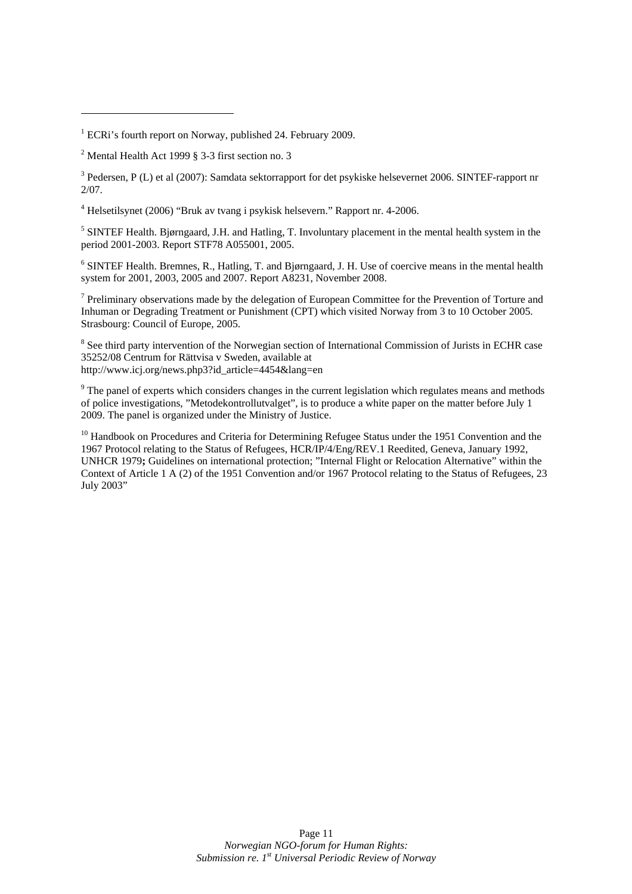[1] ECRi's fourth report on Norway, published 24. February 2009.

[2] Mental Health Act 1999 § 3-3 first section no. 3

[3] Pedersen, P (L) et al (2007): Samdata sektorrapport for det psykiske helsevernet 2006. SINTEF-rapport nr 2/07.

[4] Helsetilsynet (2006) "Bruk av tvang i psykisk helsevern." Rapport nr. 4-2006.

[5] SINTEF Health. Bjørngaard, J.H. and Hatling, T. Involuntary placement in the mental health system in the period 2001-2003. Report STF78 A055001, 2005.

[6] SINTEF Health. Bremnes, R., Hatling, T. and Bjørngaard, J. H. Use of coercive means in the mental health system for 2001, 2003, 2005 and 2007. Report A8231, November 2008.

[7] Preliminary observations made by the delegation of European Committee for the Prevention of Torture and Inhuman or Degrading Treatment or Punishment (CPT) which visited Norway from 3 to 10 October 2005. Strasbourg: Council of Europe, 2005.

[8] See third party intervention of the Norwegian section of International Commission of Jurists in ECHR case 35252/08 Centrum for Rättvisa v Sweden, available at http://www.icj.org/news.php3?id_article=4454&lang=en

[9] The panel of experts which considers changes in the current legislation which regulates means and methods of police investigations, "Metodekontrollutvalget", is to produce a white paper on the matter before July 1 2009. The panel is organized under the Ministry of Justice.

[10] Handbook on Procedures and Criteria for Determining Refugee Status under the 1951 Convention and the 1967 Protocol relating to the Status of Refugees, HCR/IP/4/Eng/REV.1 Reedited, Geneva, January 1992, UNHCR 1979**;** Guidelines on international protection; "Internal Flight or Relocation Alternative" within the Context of Article 1 A (2) of the 1951 Convention and/or 1967 Protocol relating to the Status of Refugees, 23 July 2003"